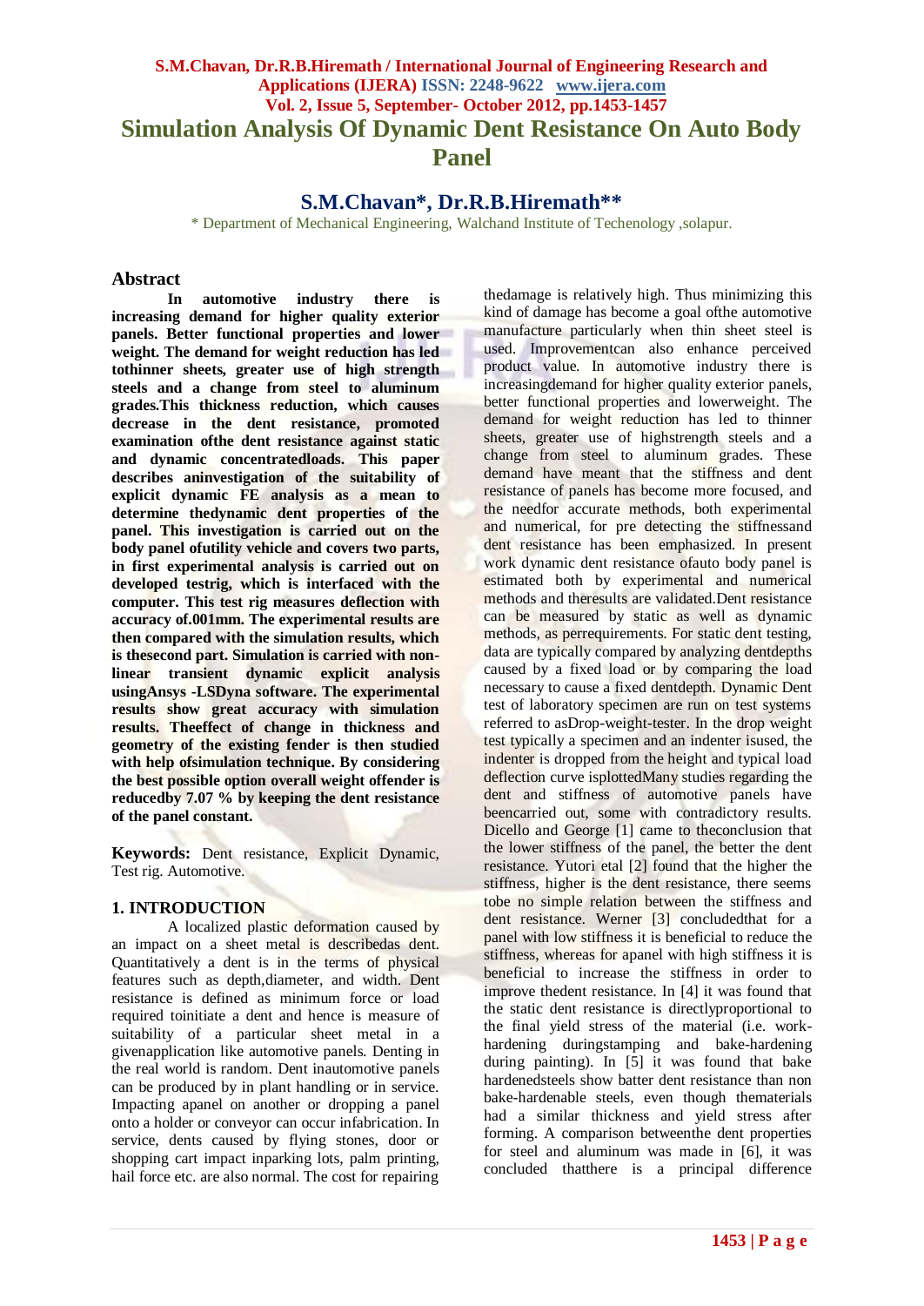# Simulation Analysis Of Dynamic Dent Resistance On Auto Body Panel

## S.M.Chavan*, Dr.R.B.Hiremath**

\* Department of Mechanical Engineering, Walchand Institute of Techenology ,solapur.

## Abstract

**In automotive industry there is increasing demand for higher quality exterior panels. Better functional properties and lower weight. The demand for weight reduction has led tothinner sheets, greater use of high strength steels and a change from steel to aluminum grades.This thickness reduction, which causes decrease in the dent resistance, promoted examination ofthe dent resistance against static and dynamic concentratedloads. This paper describes aninvestigation of the suitability of explicit dynamic FE analysis as a mean to determine thedynamic dent properties of the panel. This investigation is carried out on the body panel ofutility vehicle and covers two parts, in first experimental analysis is carried out on developed testrig, which is interfaced with the computer. This test rig measures deflection with accuracy of.001mm. The experimental results are then compared with the simulation results, which is thesecond part. Simulation is carried with non-linear transient dynamic explicit analysis usingAnsys -LSDyna software. The experimental results show great accuracy with simulation results. Theeffect of change in thickness and geometry of the existing fender is then studied with help ofsimulation technique. By considering the best possible option overall weight offender is reducedby 7.07 % by keeping the dent resistance of the panel constant.**

**Keywords:** Dent resistance, Explicit Dynamic, Test rig. Automotive.

## 1. INTRODUCTION

A localized plastic deformation caused by an impact on a sheet metal is describedas dent. Quantitatively a dent is in the terms of physical features such as depth,diameter, and width. Dent resistance is defined as minimum force or load required toinitiate a dent and hence is measure of suitability of a particular sheet metal in a givenapplication like automotive panels. Denting in the real world is random. Dent inautomotive panels can be produced by in plant handling or in service. Impacting apanel on another or dropping a panel onto a holder or conveyor can occur infabrication. In service, dents caused by flying stones, door or shopping cart impact inparking lots, palm printing, hail force etc. are also normal. The cost for repairing thedamage is relatively high. Thus minimizing this kind of damage has become a goal ofthe automotive manufacture particularly when thin sheet steel is used. Improvementcan also enhance perceived product value. In automotive industry there is increasingdemand for higher quality exterior panels, better functional properties and lowerweight. The demand for weight reduction has led to thinner sheets, greater use of highstrength steels and a change from steel to aluminum grades. These demand have meant that the stiffness and dent resistance of panels has become more focused, and the needfor accurate methods, both experimental and numerical, for pre detecting the stiffnessand dent resistance has been emphasized. In present work dynamic dent resistance ofauto body panel is estimated both by experimental and numerical methods and theresults are validated.Dent resistance can be measured by static as well as dynamic methods, as perrequirements. For static dent testing, data are typically compared by analyzing dentdepths caused by a fixed load or by comparing the load necessary to cause a fixed dentdepth. Dynamic Dent test of laboratory specimen are run on test systems referred to asDrop-weight-tester. In the drop weight test typically a specimen and an indenter isused, the indenter is dropped from the height and typical load deflection curve isplottedMany studies regarding the dent and stiffness of automotive panels have beencarried out, some with contradictory results. Dicello and George [1] came to theconclusion that the lower stiffness of the panel, the better the dent resistance. Yutori etal [2] found that the higher the stiffness, higher is the dent resistance, there seems tobe no simple relation between the stiffness and dent resistance. Werner [3] concludedthat for a panel with low stiffness it is beneficial to reduce the stiffness, whereas for apanel with high stiffness it is beneficial to increase the stiffness in order to improve thedent resistance. In [4] it was found that the static dent resistance is directlyproportional to the final yield stress of the material (i.e. work-hardening duringstamping and bake-hardening during painting). In [5] it was found that bake hardenedsteels show batter dent resistance than non bake-hardenable steels, even though thematerials had a similar thickness and yield stress after forming. A comparison betweenthe dent properties for steel and aluminum was made in [6], it was concluded thatthere is a principal difference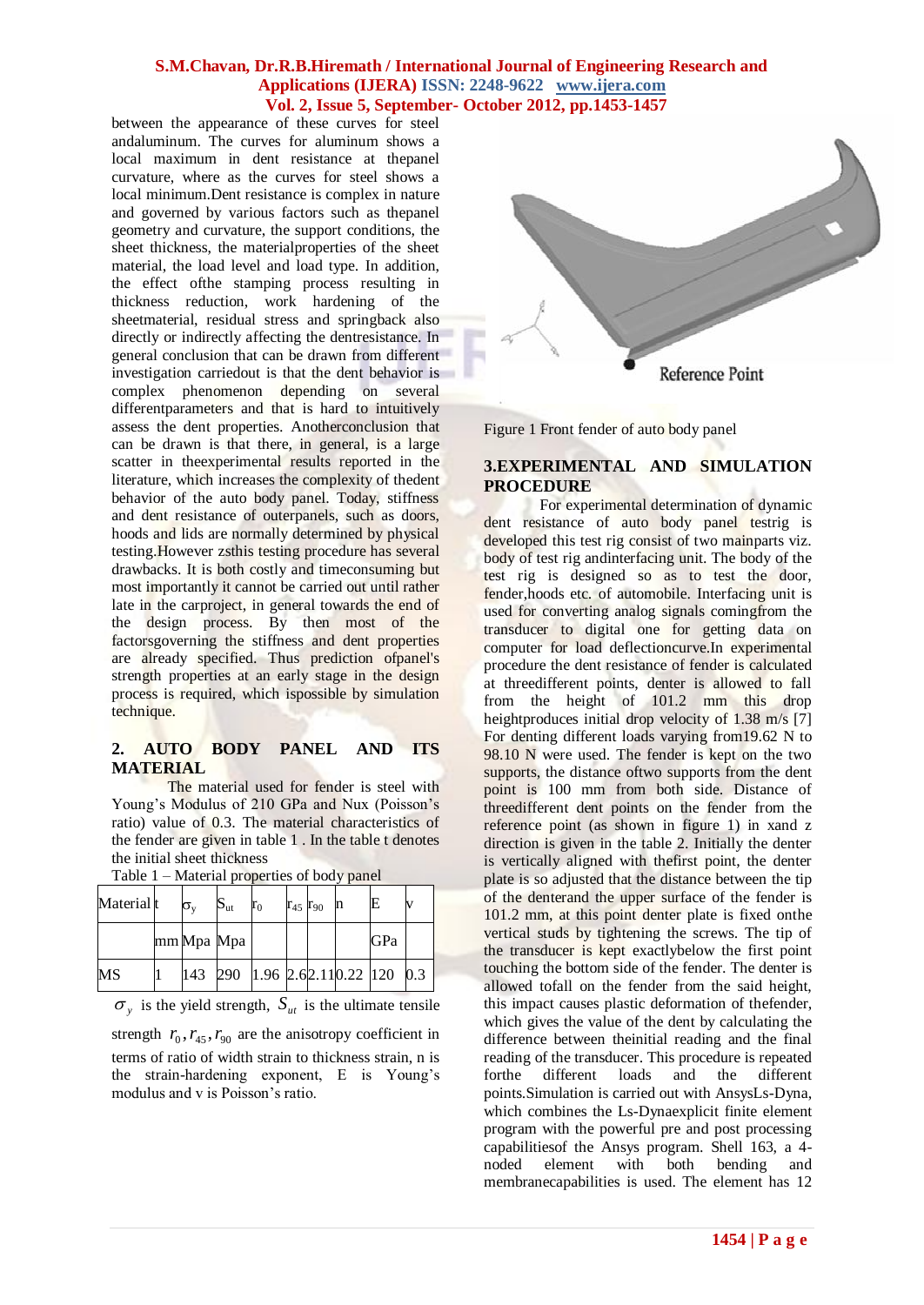between the appearance of these curves for steel andaluminum. The curves for aluminum shows a local maximum in dent resistance at thepanel curvature, where as the curves for steel shows a local minimum.Dent resistance is complex in nature and governed by various factors such as thepanel geometry and curvature, the support conditions, the sheet thickness, the materialproperties of the sheet material, the load level and load type. In addition, the effect ofthe stamping process resulting in thickness reduction, work hardening of the sheetmaterial, residual stress and springback also directly or indirectly affecting the dentresistance. In general conclusion that can be drawn from different investigation carriedout is that the dent behavior is complex phenomenon depending on several differentparameters and that is hard to intuitively assess the dent properties. Anotherconclusion that can be drawn is that there, is in general, is a large scatter in theexperimental results reported in the literature, which increases the complexity of thedent behavior of the auto body panel. Today, stiffness and dent resistance of outerpanels, such as doors, hoods and lids are normally determined by physical testing.However zsthis testing procedure has several drawbacks. It is both costly and timeconsuming but most importantly it cannot be carried out until rather late in the carproject, in general towards the end of the design process. By then most of the factorsgoverning the stiffness and dent properties are already specified. Thus prediction ofpanel's strength properties at an early stage in the design process is required, which ispossible by simulation technique.

## 2. AUTO BODY PANEL AND ITS MATERIAL

The material used for fender is steel with Young's Modulus of 210 GPa and Nux (Poisson's ratio) value of 0.3. The material characteristics of the fender are given in table 1 . In the table t denotes the initial sheet thickness

Table 1 – Material properties of body panel

| Material | t | $\sigma_y$ | $S_{ut}$ | $r_0$ | $r_{45}$ | $r_{90}$ | n | E | v |
|---|---|---|---|---|---|---|---|---|---|
| | mm | Mpa | Mpa | | | | | GPa | |
| MS | 1 | 143 | 290 | 1.96 | 2.6 | 2.11 | 0.22 | 120 | 0.3 |

$\sigma_y$ is the yield strength, $S_{ut}$ is the ultimate tensile strength $r_0, r_{45}, r_{90}$ are the anisotropy coefficient in terms of ratio of width strain to thickness strain, n is the strain-hardening exponent, E is Young's modulus and v is Poisson's ratio.

Reference Point

Figure 1 Front fender of auto body panel

## 3.EXPERIMENTAL AND SIMULATION PROCEDURE

For experimental determination of dynamic dent resistance of auto body panel testrig is developed this test rig consist of two mainparts viz. body of test rig andinterfacing unit. The body of the test rig is designed so as to test the door, fender,hoods etc. of automobile. Interfacing unit is used for converting analog signals comingfrom the transducer to digital one for getting data on computer for load deflectioncurve.In experimental procedure the dent resistance of fender is calculated at threedifferent points, denter is allowed to fall from the height of 101.2 mm this drop heightproduces initial drop velocity of 1.38 m/s [7] For denting different loads varying from19.62 N to 98.10 N were used. The fender is kept on the two supports, the distance oftwo supports from the dent point is 100 mm from both side. Distance of threedifferent dent points on the fender from the reference point (as shown in figure 1) in xand z direction is given in the table 2. Initially the denter is vertically aligned with thefirst point, the denter plate is so adjusted that the distance between the tip of the denterand the upper surface of the fender is 101.2 mm, at this point denter plate is fixed onthe vertical studs by tightening the screws. The tip of the transducer is kept exactlybelow the first point touching the bottom side of the fender. The denter is allowed tofall on the fender from the said height, this impact causes plastic deformation of thefender, which gives the value of the dent by calculating the difference between theinitial reading and the final reading of the transducer. This procedure is repeated forthe different loads and the different points.Simulation is carried out with AnsysLs-Dyna, which combines the Ls-Dynaexplicit finite element program with the powerful pre and post processing capabilitiesof the Ansys program. Shell 163, a 4-noded element with both bending and membranecapabilities is used. The element has 12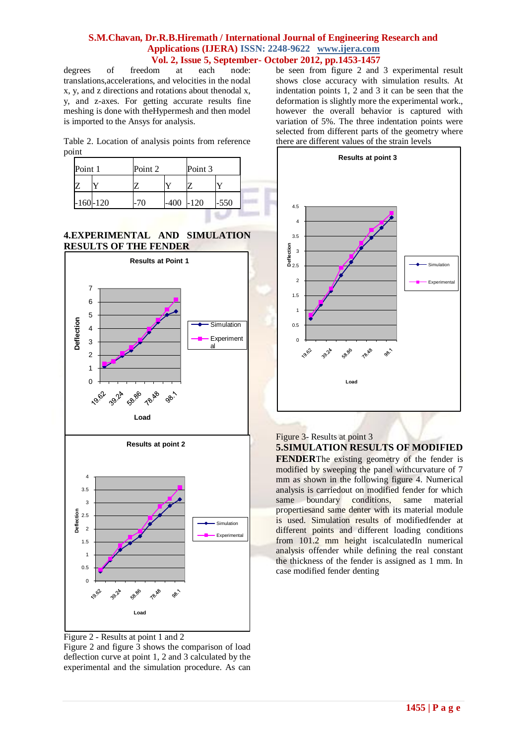degrees of freedom at each node: translations,accelerations, and velocities in the nodal x, y, and z directions and rotations about thenodal x, y, and z-axes. For getting accurate results fine meshing is done with theHypermesh and then model is imported to the Ansys for analysis.

Table 2. Location of analysis points from reference point

| Point 1 | | Point 2 | | Point 3 | |
|---|---|---|---|---|---|
| Z | Y | Z | Y | Z | Y |
| -160 | -120 | -70 | -400 | -120 | -550 |

## 4.EXPERIMENTAL AND SIMULATION RESULTS OF THE FENDER

Figure 2 - Results at point 1 and 2

Figure 2 and figure 3 shows the comparison of load deflection curve at point 1, 2 and 3 calculated by the experimental and the simulation procedure. As can be seen from figure 2 and 3 experimental result shows close accuracy with simulation results. At indentation points 1, 2 and 3 it can be seen that the deformation is slightly more the experimental work., however the overall behavior is captured with variation of 5%. The three indentation points were selected from different parts of the geometry where there are different values of the strain levels

Figure 3- Results at point 3

## 5.SIMULATION RESULTS OF MODIFIED FENDER

**FENDER**The existing geometry of the fender is modified by sweeping the panel withcurvature of 7 mm as shown in the following figure 4. Numerical analysis is carriedout on modified fender for which same boundary conditions, same material propertiesand same denter with its material module is used. Simulation results of modifiedfender at different points and different loading conditions from 101.2 mm height iscalculatedIn numerical analysis offender while defining the real constant the thickness of the fender is assigned as 1 mm. In case modified fender denting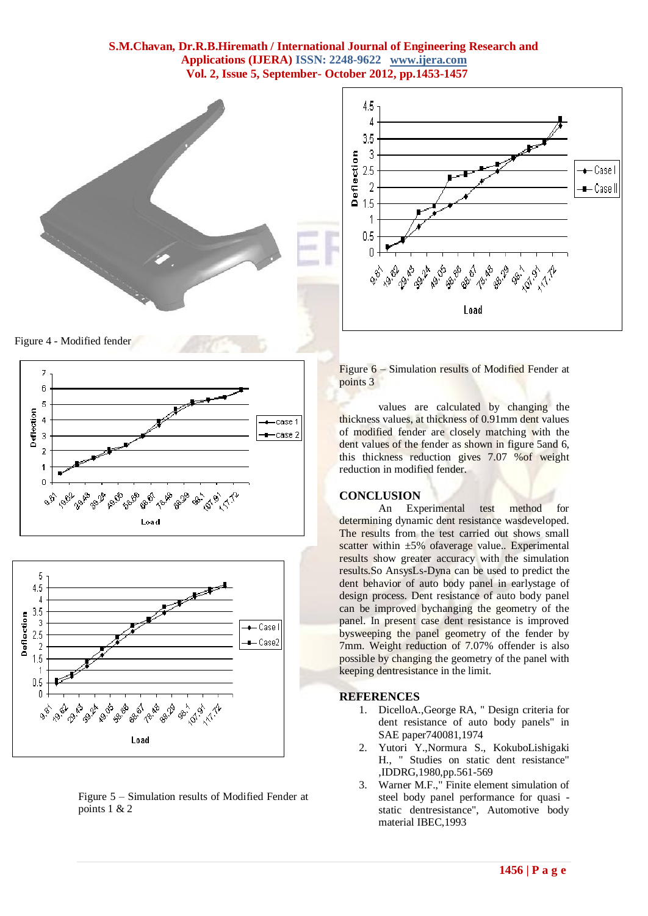Figure 4 - Modified fender

Figure 5 – Simulation results of Modified Fender at points 1 & 2

Figure 6 – Simulation results of Modified Fender at points 3

values are calculated by changing the thickness values, at thickness of 0.91mm dent values of modified fender are closely matching with the dent values of the fender as shown in figure 5and 6, this thickness reduction gives 7.07 %of weight reduction in modified fender.

## CONCLUSION

An Experimental test method for determining dynamic dent resistance wasdeveloped. The results from the test carried out shows small scatter within ±5% ofaverage value.. Experimental results show greater accuracy with the simulation results.So AnsysLs-Dyna can be used to predict the dent behavior of auto body panel in earlystage of design process. Dent resistance of auto body panel can be improved bychanging the geometry of the panel. In present case dent resistance is improved bysweeping the panel geometry of the fender by 7mm. Weight reduction of 7.07% offender is also possible by changing the geometry of the panel with keeping dentresistance in the limit.

## REFERENCES

1. DicelloA.,George RA, " Design criteria for dent resistance of auto body panels" in SAE paper740081,1974
2. Yutori Y.,Normura S., KokuboLishigaki H., " Studies on static dent resistance" ,IDDRG,1980,pp.561-569
3. Warner M.F.," Finite element simulation of steel body panel performance for quasi - static dentresistance", Automotive body material IBEC,1993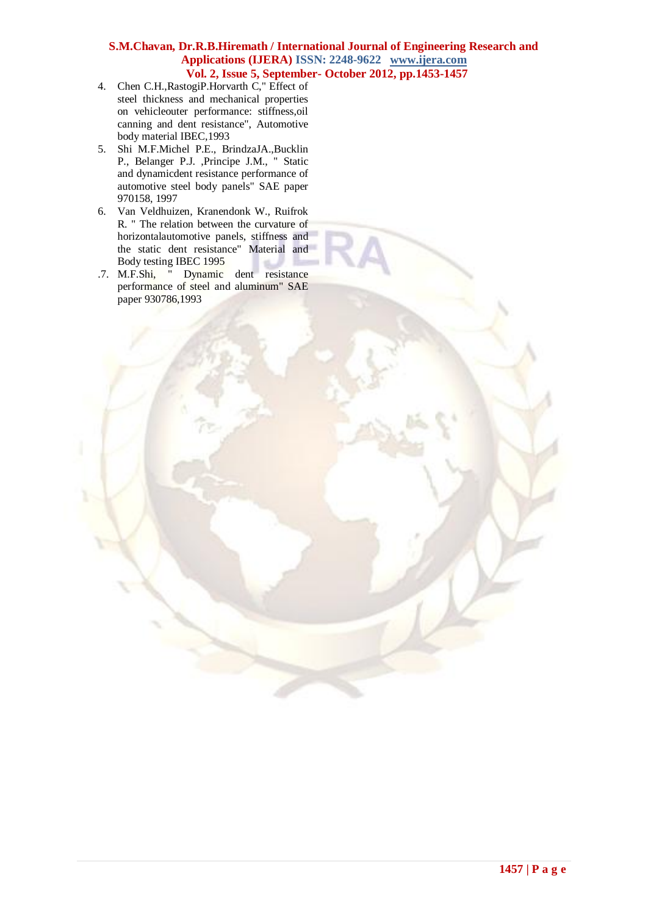4. Chen C.H.,RastogiP.Horvarth C," Effect of steel thickness and mechanical properties on vehicleouter performance: stiffness,oil canning and dent resistance", Automotive body material IBEC,1993
5. Shi M.F.Michel P.E., BrindzaJA.,Bucklin P., Belanger P.J. ,Principe J.M., " Static and dynamicdent resistance performance of automotive steel body panels" SAE paper 970158, 1997
6. Van Veldhuizen, Kranendonk W., Ruifrok R. " The relation between the curvature of horizontalautomotive panels, stiffness and the static dent resistance" Material and Body testing IBEC 1995

.7. M.F.Shi, " Dynamic dent resistance performance of steel and aluminum" SAE paper 930786,1993